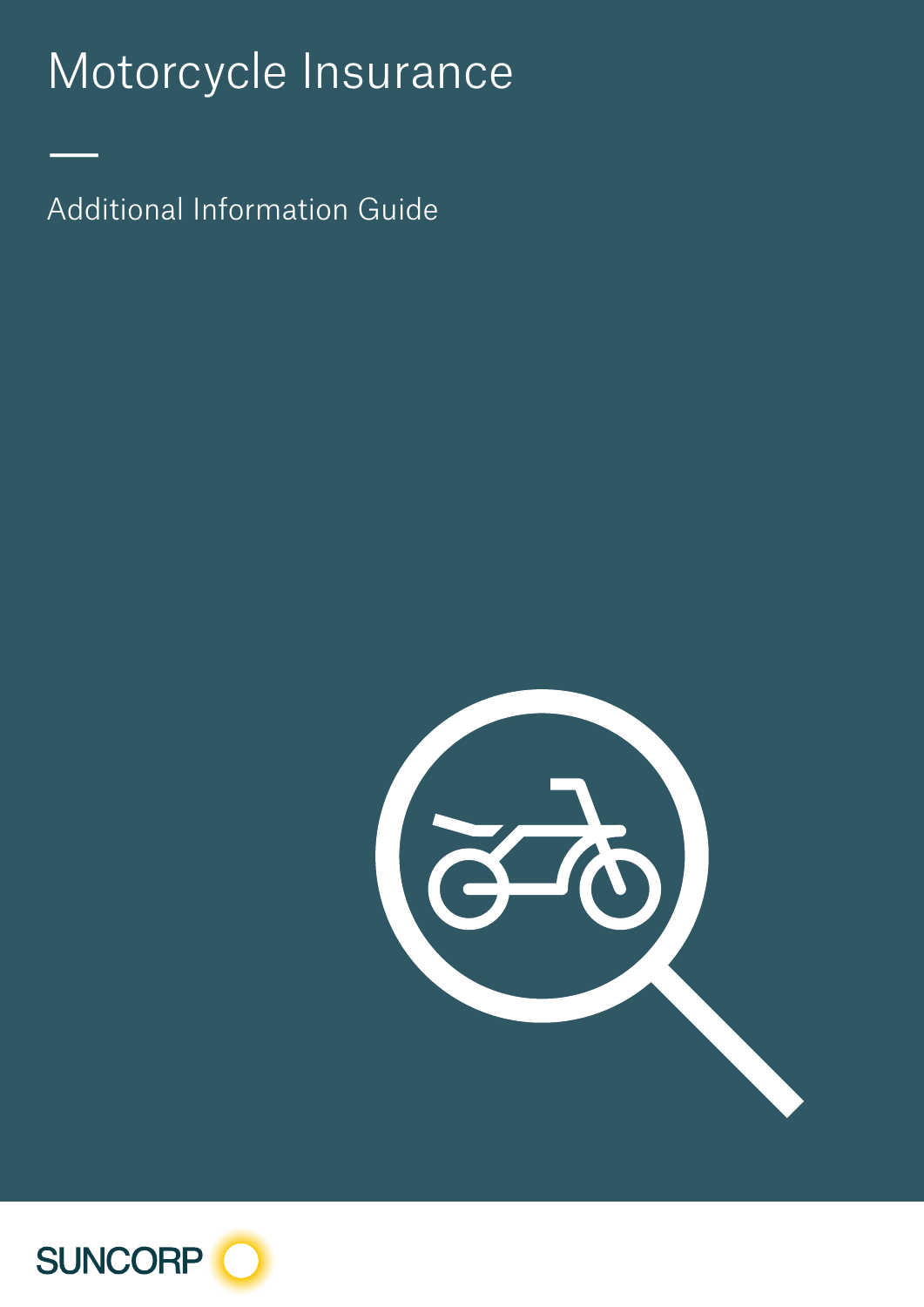# Motorcycle Insurance

## Additional Information Guide

SUNCORP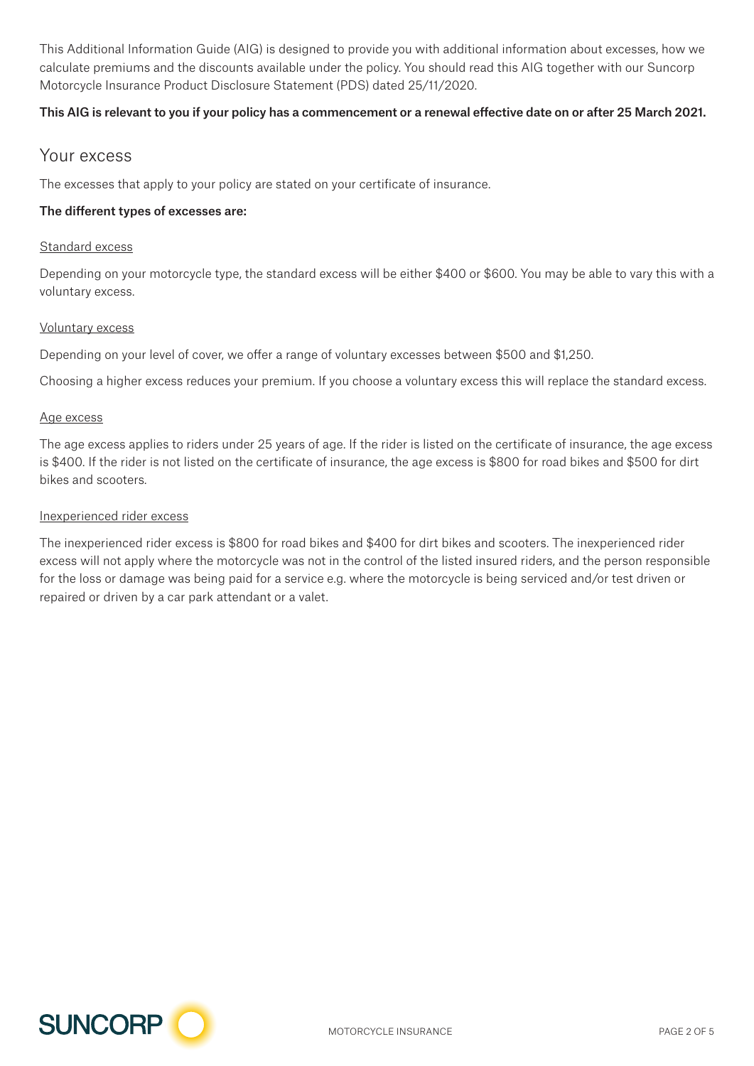This Additional Information Guide (AIG) is designed to provide you with additional information about excesses, how we calculate premiums and the discounts available under the policy. You should read this AIG together with our Suncorp Motorcycle Insurance Product Disclosure Statement (PDS) dated 25/11/2020.

**This AIG is relevant to you if your policy has a commencement or a renewal effective date on or after 25 March 2021.**

## Your excess

The excesses that apply to your policy are stated on your certificate of insurance.

**The different types of excesses are:**

### Standard excess

Depending on your motorcycle type, the standard excess will be either $400 or $600. You may be able to vary this with a voluntary excess.

### Voluntary excess

Depending on your level of cover, we offer a range of voluntary excesses between $500 and $1,250.

Choosing a higher excess reduces your premium. If you choose a voluntary excess this will replace the standard excess.

### Age excess

The age excess applies to riders under 25 years of age. If the rider is listed on the certificate of insurance, the age excess is $400. If the rider is not listed on the certificate of insurance, the age excess is $800 for road bikes and $500 for dirt bikes and scooters.

### Inexperienced rider excess

The inexperienced rider excess is $800 for road bikes and $400 for dirt bikes and scooters. The inexperienced rider excess will not apply where the motorcycle was not in the control of the listed insured riders, and the person responsible for the loss or damage was being paid for a service e.g. where the motorcycle is being serviced and/or test driven or repaired or driven by a car park attendant or a valet.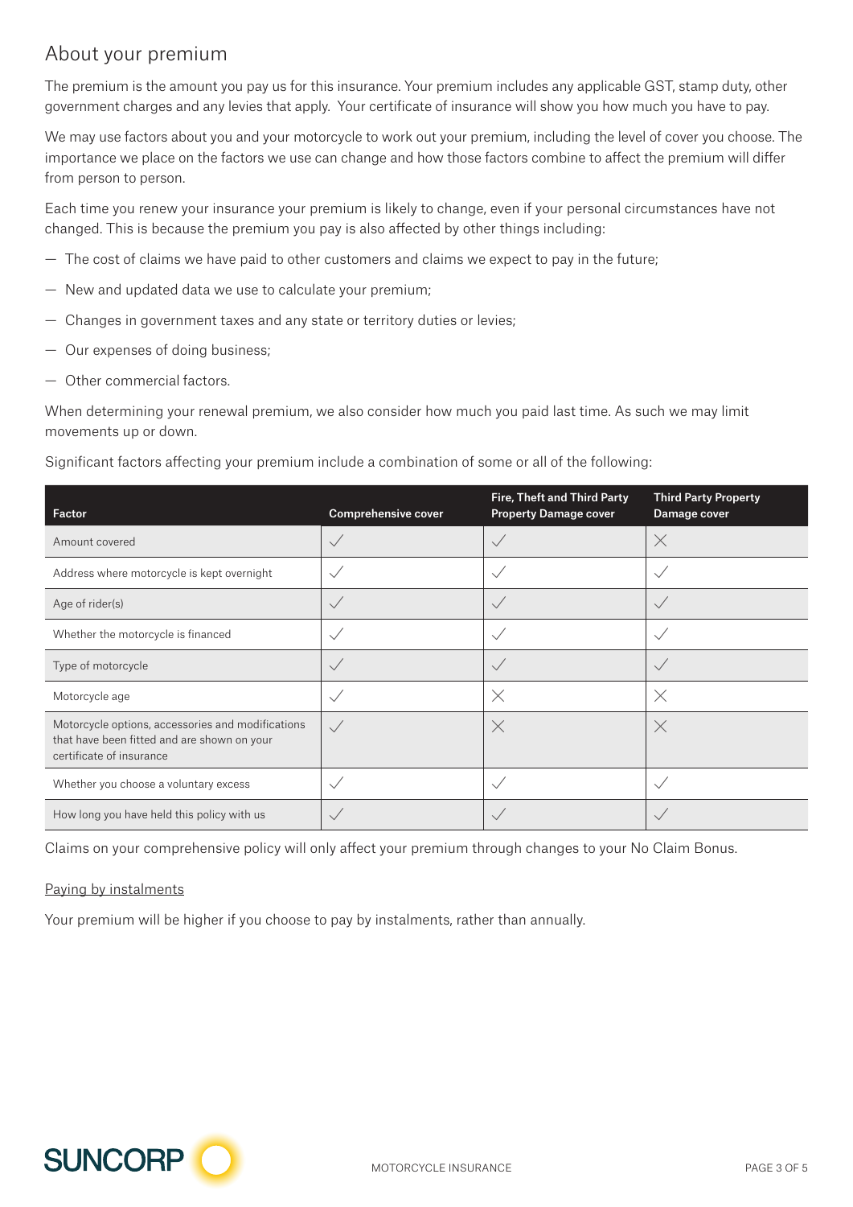## About your premium

The premium is the amount you pay us for this insurance. Your premium includes any applicable GST, stamp duty, other government charges and any levies that apply. Your certificate of insurance will show you how much you have to pay.

We may use factors about you and your motorcycle to work out your premium, including the level of cover you choose. The importance we place on the factors we use can change and how those factors combine to affect the premium will differ from person to person.

Each time you renew your insurance your premium is likely to change, even if your personal circumstances have not changed. This is because the premium you pay is also affected by other things including:

— The cost of claims we have paid to other customers and claims we expect to pay in the future;

— New and updated data we use to calculate your premium;

— Changes in government taxes and any state or territory duties or levies;

— Our expenses of doing business;

— Other commercial factors.

When determining your renewal premium, we also consider how much you paid last time. As such we may limit movements up or down.

Significant factors affecting your premium include a combination of some or all of the following:

| Factor | Comprehensive cover | Fire, Theft and Third Party Property Damage cover | Third Party Property Damage cover |
|---|---|---|---|
| Amount covered | ✓ | ✓ | ✗ |
| Address where motorcycle is kept overnight | ✓ | ✓ | ✓ |
| Age of rider(s) | ✓ | ✓ | ✓ |
| Whether the motorcycle is financed | ✓ | ✓ | ✓ |
| Type of motorcycle | ✓ | ✓ | ✓ |
| Motorcycle age | ✓ | ✗ | ✗ |
| Motorcycle options, accessories and modifications that have been fitted and are shown on your certificate of insurance | ✓ | ✗ | ✗ |
| Whether you choose a voluntary excess | ✓ | ✓ | ✓ |
| How long you have held this policy with us | ✓ | ✓ | ✓ |

Claims on your comprehensive policy will only affect your premium through changes to your No Claim Bonus.

Paying by instalments

Your premium will be higher if you choose to pay by instalments, rather than annually.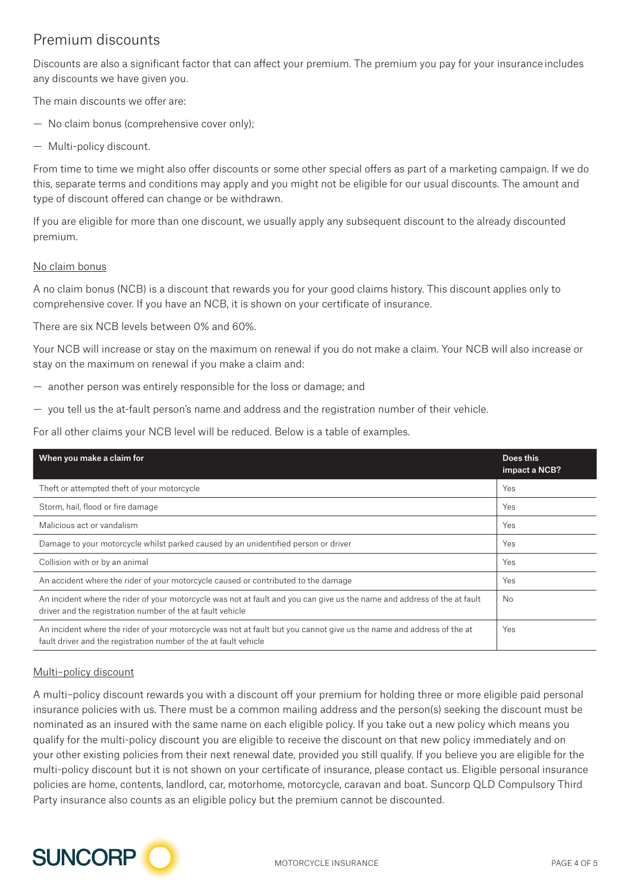## Premium discounts

Discounts are also a significant factor that can affect your premium. The premium you pay for your insurance includes any discounts we have given you.

The main discounts we offer are:

- No claim bonus (comprehensive cover only);
- Multi-policy discount.

From time to time we might also offer discounts or some other special offers as part of a marketing campaign. If we do this, separate terms and conditions may apply and you might not be eligible for our usual discounts. The amount and type of discount offered can change or be withdrawn.

If you are eligible for more than one discount, we usually apply any subsequent discount to the already discounted premium.

### No claim bonus

A no claim bonus (NCB) is a discount that rewards you for your good claims history. This discount applies only to comprehensive cover. If you have an NCB, it is shown on your certificate of insurance.

There are six NCB levels between 0% and 60%.

Your NCB will increase or stay on the maximum on renewal if you do not make a claim. Your NCB will also increase or stay on the maximum on renewal if you make a claim and:

- another person was entirely responsible for the loss or damage; and
- you tell us the at-fault person's name and address and the registration number of their vehicle.

For all other claims your NCB level will be reduced. Below is a table of examples.

| When you make a claim for | Does this impact a NCB? |
|---|---|
| Theft or attempted theft of your motorcycle | Yes |
| Storm, hail, flood or fire damage | Yes |
| Malicious act or vandalism | Yes |
| Damage to your motorcycle whilst parked caused by an unidentified person or driver | Yes |
| Collision with or by an animal | Yes |
| An accident where the rider of your motorcycle caused or contributed to the damage | Yes |
| An incident where the rider of your motorcycle was not at fault and you can give us the name and address of the at fault driver and the registration number of the at fault vehicle | No |
| An incident where the rider of your motorcycle was not at fault but you cannot give us the name and address of the at fault driver and the registration number of the at fault vehicle | Yes |

### Multi–policy discount

A multi–policy discount rewards you with a discount off your premium for holding three or more eligible paid personal insurance policies with us. There must be a common mailing address and the person(s) seeking the discount must be nominated as an insured with the same name on each eligible policy. If you take out a new policy which means you qualify for the multi-policy discount you are eligible to receive the discount on that new policy immediately and on your other existing policies from their next renewal date, provided you still qualify. If you believe you are eligible for the multi-policy discount but it is not shown on your certificate of insurance, please contact us. Eligible personal insurance policies are home, contents, landlord, car, motorhome, motorcycle, caravan and boat. Suncorp QLD Compulsory Third Party insurance also counts as an eligible policy but the premium cannot be discounted.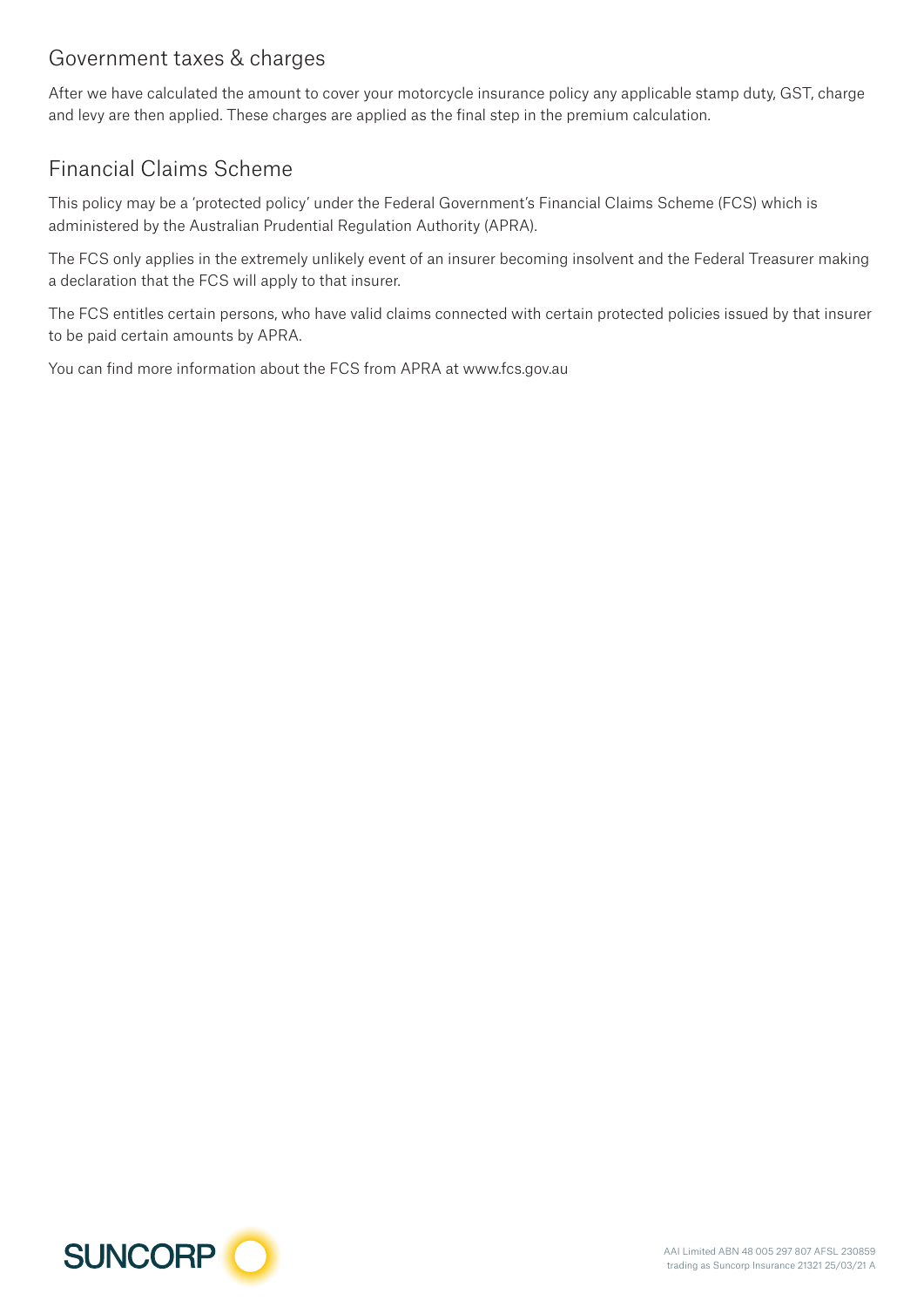## Government taxes & charges

After we have calculated the amount to cover your motorcycle insurance policy any applicable stamp duty, GST, charge and levy are then applied. These charges are applied as the final step in the premium calculation.

## Financial Claims Scheme

This policy may be a 'protected policy' under the Federal Government's Financial Claims Scheme (FCS) which is administered by the Australian Prudential Regulation Authority (APRA).

The FCS only applies in the extremely unlikely event of an insurer becoming insolvent and the Federal Treasurer making a declaration that the FCS will apply to that insurer.

The FCS entitles certain persons, who have valid claims connected with certain protected policies issued by that insurer to be paid certain amounts by APRA.

You can find more information about the FCS from APRA at www.fcs.gov.au

SUNCORP

AAI Limited ABN 48 005 297 807 AFSL 230859 trading as Suncorp Insurance 21321 25/03/21 A